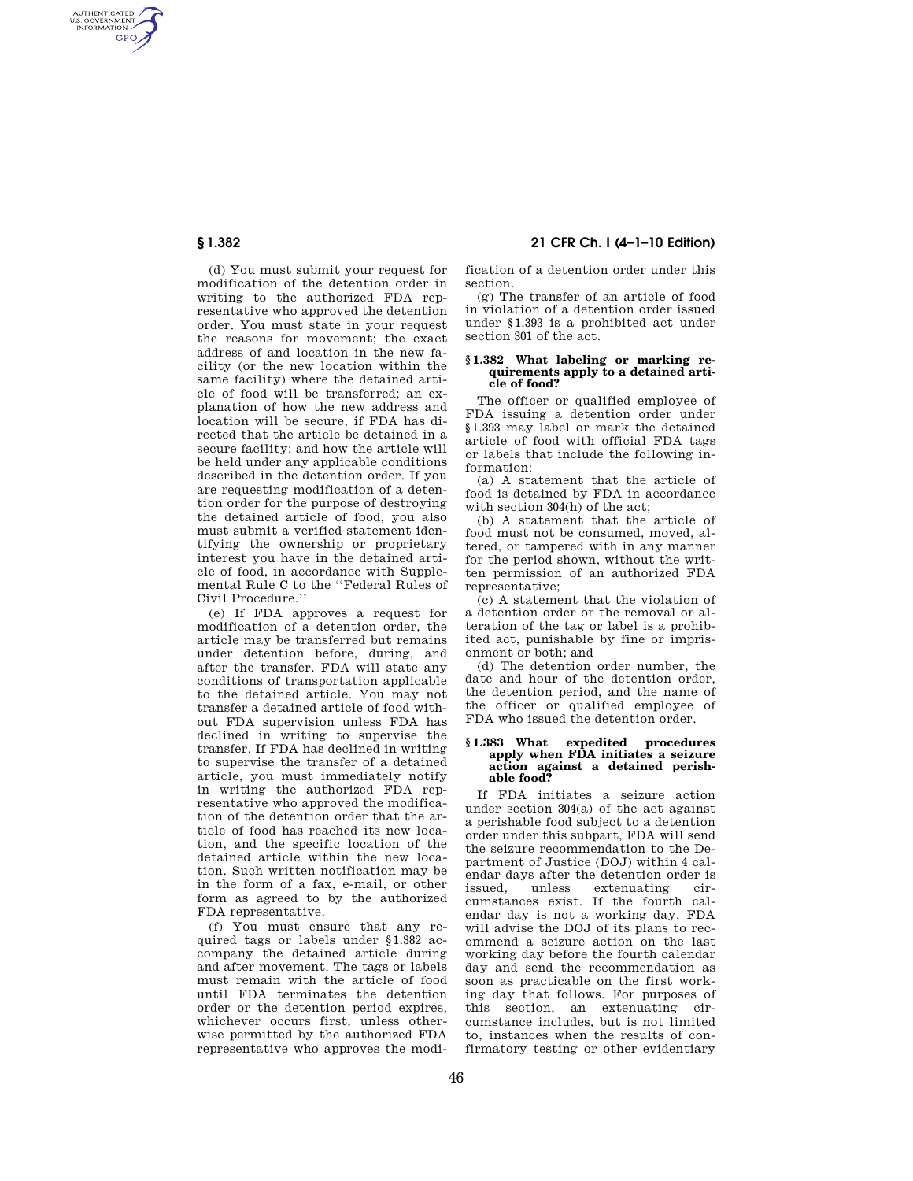(d) You must submit your request for modification of the detention order in writing to the authorized FDA representative who approved the detention order. You must state in your request the reasons for movement; the exact address of and location in the new facility (or the new location within the same facility) where the detained article of food will be transferred; an explanation of how the new address and location will be secure, if FDA has directed that the article be detained in a secure facility; and how the article will be held under any applicable conditions described in the detention order. If you are requesting modification of a detention order for the purpose of destroying the detained article of food, you also must submit a verified statement identifying the ownership or proprietary interest you have in the detained article of food, in accordance with Supplemental Rule C to the ''Federal Rules of Civil Procedure.''

(e) If FDA approves a request for modification of a detention order, the article may be transferred but remains under detention before, during, and after the transfer. FDA will state any conditions of transportation applicable to the detained article. You may not transfer a detained article of food without FDA supervision unless FDA has declined in writing to supervise the transfer. If FDA has declined in writing to supervise the transfer of a detained article, you must immediately notify in writing the authorized FDA representative who approved the modification of the detention order that the article of food has reached its new location, and the specific location of the detained article within the new location. Such written notification may be in the form of a fax, e-mail, or other form as agreed to by the authorized FDA representative.

(f) You must ensure that any required tags or labels under §1.382 accompany the detained article during and after movement. The tags or labels must remain with the article of food until FDA terminates the detention order or the detention period expires, whichever occurs first, unless otherwise permitted by the authorized FDA representative who approves the modification of a detention order under this section.

(g) The transfer of an article of food in violation of a detention order issued under §1.393 is a prohibited act under section 301 of the act.

### §1.382 What labeling or marking requirements apply to a detained article of food?

The officer or qualified employee of FDA issuing a detention order under §1.393 may label or mark the detained article of food with official FDA tags or labels that include the following information:

(a) A statement that the article of food is detained by FDA in accordance with section 304(h) of the act;

(b) A statement that the article of food must not be consumed, moved, altered, or tampered with in any manner for the period shown, without the written permission of an authorized FDA representative;

(c) A statement that the violation of a detention order or the removal or alteration of the tag or label is a prohibited act, punishable by fine or imprisonment or both; and

(d) The detention order number, the date and hour of the detention order, the detention period, and the name of the officer or qualified employee of FDA who issued the detention order.

### §1.383 What expedited procedures apply when FDA initiates a seizure action against a detained perishable food?

If FDA initiates a seizure action under section 304(a) of the act against a perishable food subject to a detention order under this subpart, FDA will send the seizure recommendation to the Department of Justice (DOJ) within 4 calendar days after the detention order is issued, unless extenuating circumstances exist. If the fourth calendar day is not a working day, FDA will advise the DOJ of its plans to recommend a seizure action on the last working day before the fourth calendar day and send the recommendation as soon as practicable on the first working day that follows. For purposes of this section, an extenuating circumstance includes, but is not limited to, instances when the results of confirmatory testing or other evidentiary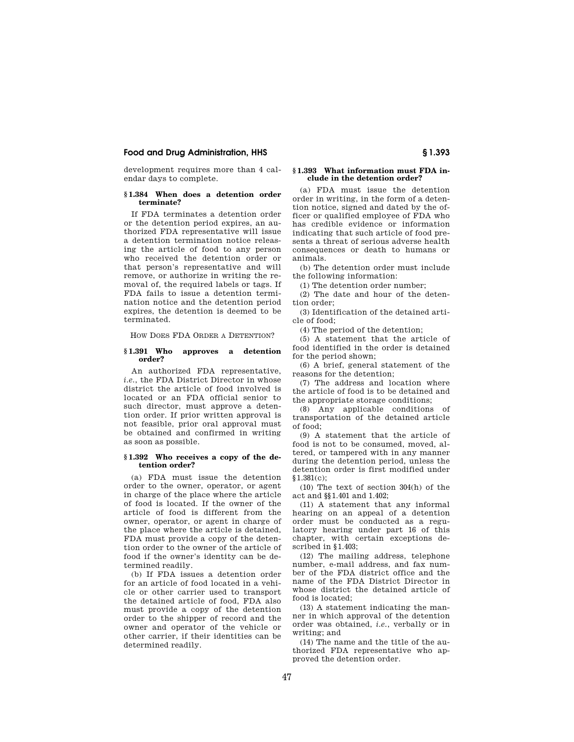development requires more than 4 calendar days to complete.

### § 1.384 When does a detention order terminate?

If FDA terminates a detention order or the detention period expires, an authorized FDA representative will issue a detention termination notice releasing the article of food to any person who received the detention order or that person's representative and will remove, or authorize in writing the removal of, the required labels or tags. If FDA fails to issue a detention termination notice and the detention period expires, the detention is deemed to be terminated.

## HOW DOES FDA ORDER A DETENTION?

### § 1.391 Who approves a detention order?

An authorized FDA representative, *i.e.*, the FDA District Director in whose district the article of food involved is located or an FDA official senior to such director, must approve a detention order. If prior written approval is not feasible, prior oral approval must be obtained and confirmed in writing as soon as possible.

### § 1.392 Who receives a copy of the detention order?

(a) FDA must issue the detention order to the owner, operator, or agent in charge of the place where the article of food is located. If the owner of the article of food is different from the owner, operator, or agent in charge of the place where the article is detained, FDA must provide a copy of the detention order to the owner of the article of food if the owner's identity can be determined readily.

(b) If FDA issues a detention order for an article of food located in a vehicle or other carrier used to transport the detained article of food, FDA also must provide a copy of the detention order to the shipper of record and the owner and operator of the vehicle or other carrier, if their identities can be determined readily.

### § 1.393 What information must FDA include in the detention order?

(a) FDA must issue the detention order in writing, in the form of a detention notice, signed and dated by the officer or qualified employee of FDA who has credible evidence or information indicating that such article of food presents a threat of serious adverse health consequences or death to humans or animals.

(b) The detention order must include the following information:

(1) The detention order number;

(2) The date and hour of the detention order;

(3) Identification of the detained article of food;

(4) The period of the detention;

(5) A statement that the article of food identified in the order is detained for the period shown;

(6) A brief, general statement of the reasons for the detention;

(7) The address and location where the article of food is to be detained and the appropriate storage conditions;

(8) Any applicable conditions of transportation of the detained article of food;

(9) A statement that the article of food is not to be consumed, moved, altered, or tampered with in any manner during the detention period, unless the detention order is first modified under § 1.381(c);

(10) The text of section 304(h) of the act and §§ 1.401 and 1.402;

(11) A statement that any informal hearing on an appeal of a detention order must be conducted as a regulatory hearing under part 16 of this chapter, with certain exceptions described in § 1.403;

(12) The mailing address, telephone number, e-mail address, and fax number of the FDA district office and the name of the FDA District Director in whose district the detained article of food is located;

(13) A statement indicating the manner in which approval of the detention order was obtained, *i.e.*, verbally or in writing; and

(14) The name and the title of the authorized FDA representative who approved the detention order.